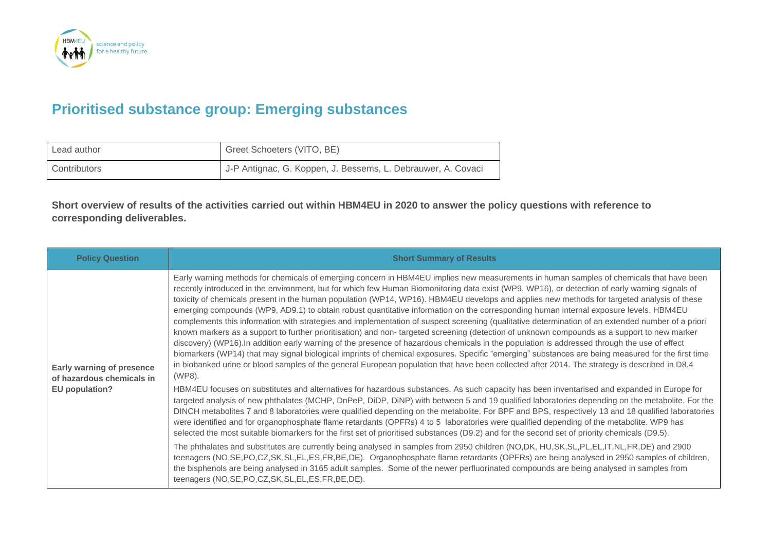# Prioritised substance group: Emerging substances

| Lead author | Greet Schoeters (VITO, BE) |
| --- | --- |
| Contributors | J-P Antignac, G. Koppen, J. Bessems, L. Debrauwer, A. Covaci |

**Short overview of results of the activities carried out within HBM4EU in 2020 to answer the policy questions with reference to corresponding deliverables.**

| Policy Question | Short Summary of Results |
| --- | --- |
| **Early warning of presence of hazardous chemicals in EU population?** | Early warning methods for chemicals of emerging concern in HBM4EU implies new measurements in human samples of chemicals that have been recently introduced in the environment, but for which few Human Biomonitoring data exist (WP9, WP16), or detection of early warning signals of toxicity of chemicals present in the human population (WP14, WP16). HBM4EU develops and applies new methods for targeted analysis of these emerging compounds (WP9, AD9.1) to obtain robust quantitative information on the corresponding human internal exposure levels. HBM4EU complements this information with strategies and implementation of suspect screening (qualitative determination of an extended number of a priori known markers as a support to further prioritisation) and non- targeted screening (detection of unknown compounds as a support to new marker discovery) (WP16).In addition early warning of the presence of hazardous chemicals in the population is addressed through the use of effect biomarkers (WP14) that may signal biological imprints of chemical exposures. Specific "emerging" substances are being measured for the first time in biobanked urine or blood samples of the general European population that have been collected after 2014. The strategy is described in D8.4 (WP8).<br><br>HBM4EU focuses on substitutes and alternatives for hazardous substances. As such capacity has been inventarised and expanded in Europe for targeted analysis of new phthalates (MCHP, DnPeP, DiDP, DiNP) with between 5 and 19 qualified laboratories depending on the metabolite. For the DINCH metabolites 7 and 8 laboratories were qualified depending on the metabolite. For BPF and BPS, respectively 13 and 18 qualified laboratories were identified and for organophosphate flame retardants (OPFRs) 4 to 5 laboratories were qualified depending of the metabolite. WP9 has selected the most suitable biomarkers for the first set of prioritised substances (D9.2) and for the second set of priority chemicals (D9.5).<br><br>The phthalates and substitutes are currently being analysed in samples from 2950 children (NO,DK, HU,SK,SL,PL,EL,IT,NL,FR,DE) and 2900 teenagers (NO,SE,PO,CZ,SK,SL,EL,ES,FR,BE,DE). Organophosphate flame retardants (OPFRs) are being analysed in 2950 samples of children, the bisphenols are being analysed in 3165 adult samples. Some of the newer perfluorinated compounds are being analysed in samples from teenagers (NO,SE,PO,CZ,SK,SL,EL,ES,FR,BE,DE). |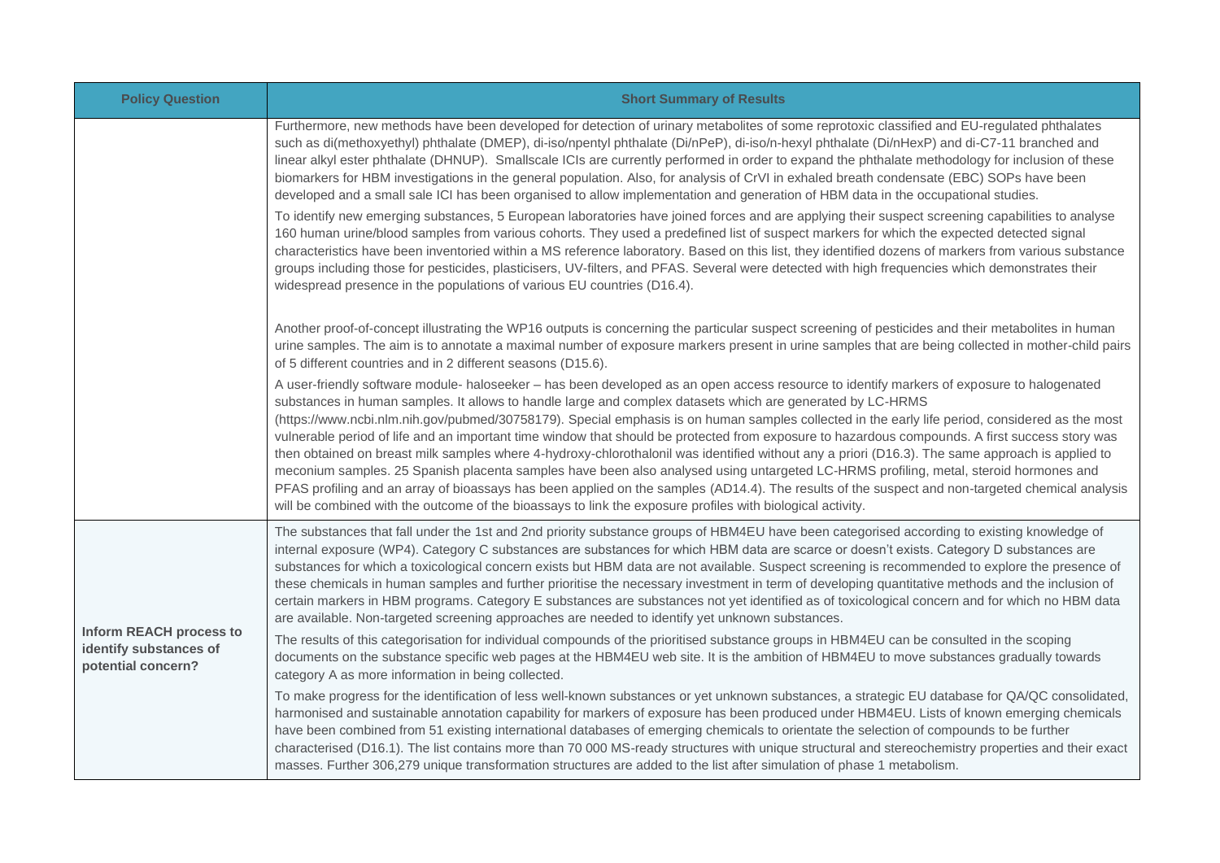| Policy Question | Short Summary of Results |
| --- | --- |
| | Furthermore, new methods have been developed for detection of urinary metabolites of some reprotoxic classified and EU-regulated phthalates such as di(methoxyethyl) phthalate (DMEP), di-iso/npentyl phthalate (Di/nPeP), di-iso/n-hexyl phthalate (Di/nHexP) and di-C7-11 branched and linear alkyl ester phthalate (DHNUP). Smallscale ICIs are currently performed in order to expand the phthalate methodology for inclusion of these biomarkers for HBM investigations in the general population. Also, for analysis of CrVI in exhaled breath condensate (EBC) SOPs have been developed and a small sale ICI has been organised to allow implementation and generation of HBM data in the occupational studies.<br><br>To identify new emerging substances, 5 European laboratories have joined forces and are applying their suspect screening capabilities to analyse 160 human urine/blood samples from various cohorts. They used a predefined list of suspect markers for which the expected detected signal characteristics have been inventoried within a MS reference laboratory. Based on this list, they identified dozens of markers from various substance groups including those for pesticides, plasticisers, UV-filters, and PFAS. Several were detected with high frequencies which demonstrates their widespread presence in the populations of various EU countries (D16.4).<br><br>Another proof-of-concept illustrating the WP16 outputs is concerning the particular suspect screening of pesticides and their metabolites in human urine samples. The aim is to annotate a maximal number of exposure markers present in urine samples that are being collected in mother-child pairs of 5 different countries and in 2 different seasons (D15.6).<br><br>A user-friendly software module- haloseeker – has been developed as an open access resource to identify markers of exposure to halogenated substances in human samples. It allows to handle large and complex datasets which are generated by LC-HRMS (https://www.ncbi.nlm.nih.gov/pubmed/30758179). Special emphasis is on human samples collected in the early life period, considered as the most vulnerable period of life and an important time window that should be protected from exposure to hazardous compounds. A first success story was then obtained on breast milk samples where 4-hydroxy-chlorothalonil was identified without any a priori (D16.3). The same approach is applied to meconium samples. 25 Spanish placenta samples have been also analysed using untargeted LC-HRMS profiling, metal, steroid hormones and PFAS profiling and an array of bioassays has been applied on the samples (AD14.4). The results of the suspect and non-targeted chemical analysis will be combined with the outcome of the bioassays to link the exposure profiles with biological activity. |
| **Inform REACH process to identify substances of potential concern?** | The substances that fall under the 1st and 2nd priority substance groups of HBM4EU have been categorised according to existing knowledge of internal exposure (WP4). Category C substances are substances for which HBM data are scarce or doesn't exists. Category D substances are substances for which a toxicological concern exists but HBM data are not available. Suspect screening is recommended to explore the presence of these chemicals in human samples and further prioritise the necessary investment in term of developing quantitative methods and the inclusion of certain markers in HBM programs. Category E substances are substances not yet identified as of toxicological concern and for which no HBM data are available. Non-targeted screening approaches are needed to identify yet unknown substances.<br><br>The results of this categorisation for individual compounds of the prioritised substance groups in HBM4EU can be consulted in the scoping documents on the substance specific web pages at the HBM4EU web site. It is the ambition of HBM4EU to move substances gradually towards category A as more information in being collected.<br><br>To make progress for the identification of less well-known substances or yet unknown substances, a strategic EU database for QA/QC consolidated, harmonised and sustainable annotation capability for markers of exposure has been produced under HBM4EU. Lists of known emerging chemicals have been combined from 51 existing international databases of emerging chemicals to orientate the selection of compounds to be further characterised (D16.1). The list contains more than 70 000 MS-ready structures with unique structural and stereochemistry properties and their exact masses. Further 306,279 unique transformation structures are added to the list after simulation of phase 1 metabolism. |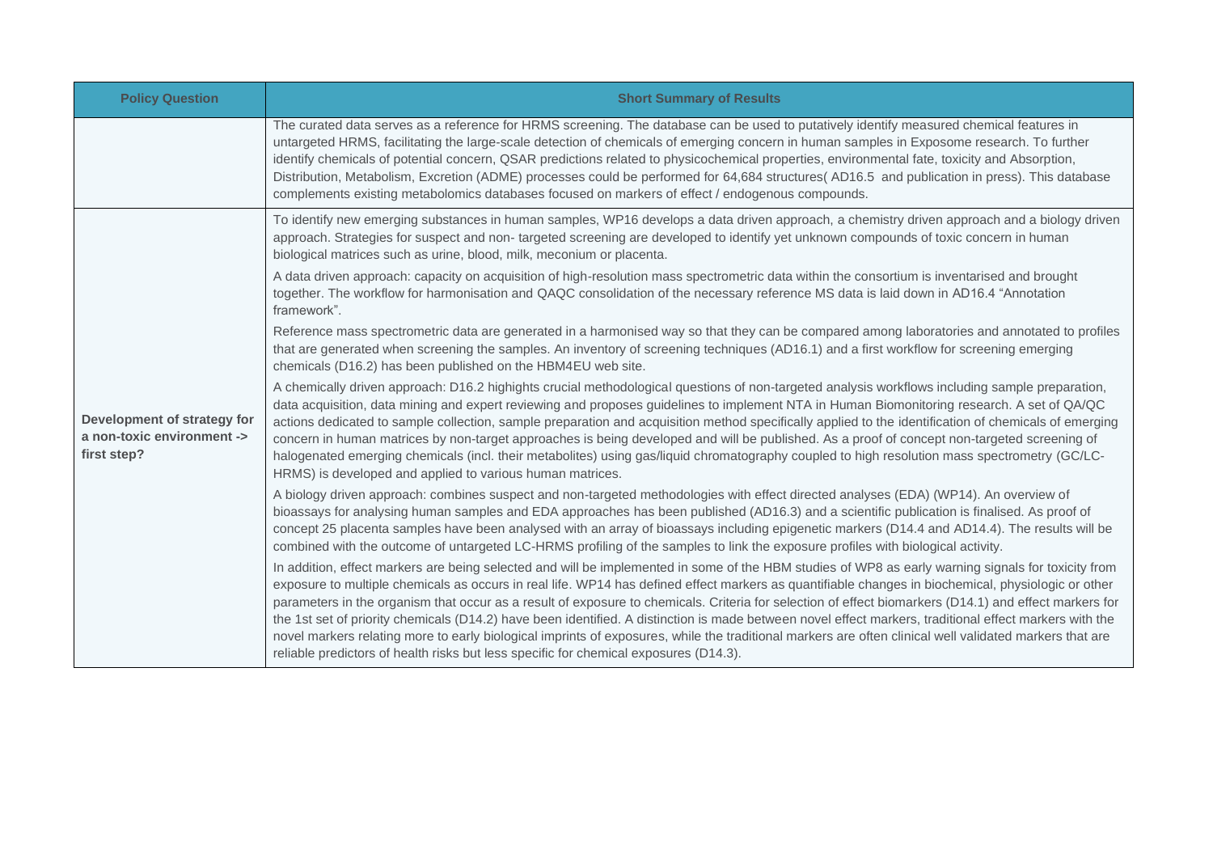| Policy Question | Short Summary of Results |
| --- | --- |
| | The curated data serves as a reference for HRMS screening. The database can be used to putatively identify measured chemical features in untargeted HRMS, facilitating the large-scale detection of chemicals of emerging concern in human samples in Exposome research. To further identify chemicals of potential concern, QSAR predictions related to physicochemical properties, environmental fate, toxicity and Absorption, Distribution, Metabolism, Excretion (ADME) processes could be performed for 64,684 structures( AD16.5 and publication in press). This database complements existing metabolomics databases focused on markers of effect / endogenous compounds. |
| **Development of strategy for a non-toxic environment -> first step?** | To identify new emerging substances in human samples, WP16 develops a data driven approach, a chemistry driven approach and a biology driven approach. Strategies for suspect and non- targeted screening are developed to identify yet unknown compounds of toxic concern in human biological matrices such as urine, blood, milk, meconium or placenta.<br><br>A data driven approach: capacity on acquisition of high-resolution mass spectrometric data within the consortium is inventarised and brought together. The workflow for harmonisation and QAQC consolidation of the necessary reference MS data is laid down in AD16.4 "Annotation framework".<br><br>Reference mass spectrometric data are generated in a harmonised way so that they can be compared among laboratories and annotated to profiles that are generated when screening the samples. An inventory of screening techniques (AD16.1) and a first workflow for screening emerging chemicals (D16.2) has been published on the HBM4EU web site.<br><br>A chemically driven approach: D16.2 highlights crucial methodological questions of non-targeted analysis workflows including sample preparation, data acquisition, data mining and expert reviewing and proposes guidelines to implement NTA in Human Biomonitoring research. A set of QA/QC actions dedicated to sample collection, sample preparation and acquisition method specifically applied to the identification of chemicals of emerging concern in human matrices by non-target approaches is being developed and will be published. As a proof of concept non-targeted screening of halogenated emerging chemicals (incl. their metabolites) using gas/liquid chromatography coupled to high resolution mass spectrometry (GC/LC-HRMS) is developed and applied to various human matrices.<br><br>A biology driven approach: combines suspect and non-targeted methodologies with effect directed analyses (EDA) (WP14). An overview of bioassays for analysing human samples and EDA approaches has been published (AD16.3) and a scientific publication is finalised. As proof of concept 25 placenta samples have been analysed with an array of bioassays including epigenetic markers (D14.4 and AD14.4). The results will be combined with the outcome of untargeted LC-HRMS profiling of the samples to link the exposure profiles with biological activity.<br><br>In addition, effect markers are being selected and will be implemented in some of the HBM studies of WP8 as early warning signals for toxicity from exposure to multiple chemicals as occurs in real life. WP14 has defined effect markers as quantifiable changes in biochemical, physiologic or other parameters in the organism that occur as a result of exposure to chemicals. Criteria for selection of effect biomarkers (D14.1) and effect markers for the 1st set of priority chemicals (D14.2) have been identified. A distinction is made between novel effect markers, traditional effect markers with the novel markers relating more to early biological imprints of exposures, while the traditional markers are often clinical well validated markers that are reliable predictors of health risks but less specific for chemical exposures (D14.3). |